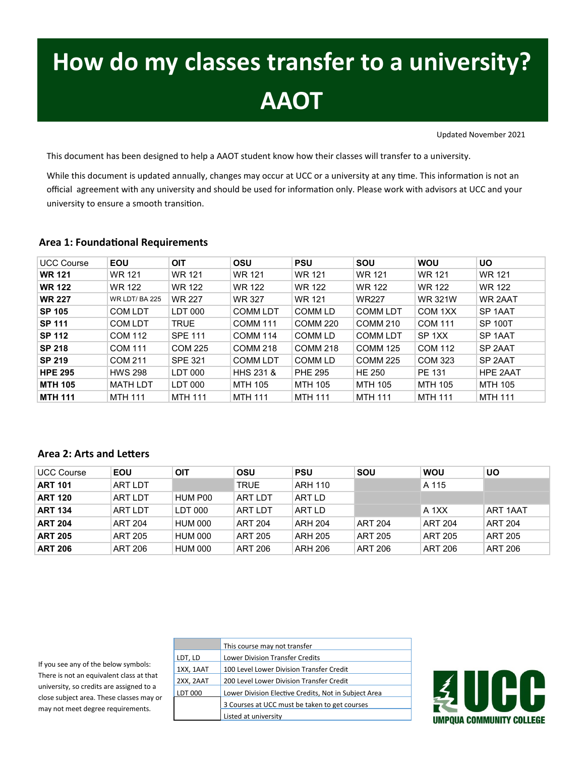# How do my classes transfer to a university? AAOT

Updated November 2021

This document has been designed to help a AAOT student know how their classes will transfer to a university.

While this document is updated annually, changes may occur at UCC or a university at any time. This information is not an official agreement with any university and should be used for information only. Please work with advisors at UCC and your university to ensure a smooth transition.

### Area 1: Foundational Requirements

| UCC Course | EOU | OIT | OSU | PSU | SOU | WOU | UO |
|---|---|---|---|---|---|---|---|
| **WR 121** | WR 121 | WR 121 | WR 121 | WR 121 | WR 121 | WR 121 | WR 121 |
| **WR 122** | WR 122 | WR 122 | WR 122 | WR 122 | WR 122 | WR 122 | WR 122 |
| **WR 227** | WR LDT/ BA 225 | WR 227 | WR 327 | WR 121 | WR227 | WR 321W | WR 2AAT |
| **SP 105** | COM LDT | LDT 000 | COMM LDT | COMM LD | COMM LDT | COM 1XX | SP 1AAT |
| **SP 111** | COM LDT | TRUE | COMM 111 | COMM 220 | COMM 210 | COM 111 | SP 100T |
| **SP 112** | COM 112 | SPE 111 | COMM 114 | COMM LD | COMM LDT | SP 1XX | SP 1AAT |
| **SP 218** | COM 111 | COM 225 | COMM 218 | COMM 218 | COMM 125 | COM 112 | SP 2AAT |
| **SP 219** | COM 211 | SPE 321 | COMM LDT | COMM LD | COMM 225 | COM 323 | SP 2AAT |
| **HPE 295** | HWS 298 | LDT 000 | HHS 231 & | PHE 295 | HE 250 | PE 131 | HPE 2AAT |
| **MTH 105** | MATH LDT | LDT 000 | MTH 105 | MTH 105 | MTH 105 | MTH 105 | MTH 105 |
| **MTH 111** | MTH 111 | MTH 111 | MTH 111 | MTH 111 | MTH 111 | MTH 111 | MTH 111 |

### Area 2: Arts and Letters

| UCC Course | EOU | OIT | OSU | PSU | SOU | WOU | UO |
|---|---|---|---|---|---|---|---|
| **ART 101** | ART LDT | | TRUE | ARH 110 | | A 115 | |
| **ART 120** | ART LDT | HUM P00 | ART LDT | ART LD | | | |
| **ART 134** | ART LDT | LDT 000 | ART LDT | ART LD | | A 1XX | ART 1AAT |
| **ART 204** | ART 204 | HUM 000 | ART 204 | ARH 204 | ART 204 | ART 204 | ART 204 |
| **ART 205** | ART 205 | HUM 000 | ART 205 | ARH 205 | ART 205 | ART 205 | ART 205 |
| **ART 206** | ART 206 | HUM 000 | ART 206 | ARH 206 | ART 206 | ART 206 | ART 206 |

If you see any of the below symbols: There is not an equivalent class at that university, so credits are assigned to a close subject area. These classes may or may not meet degree requirements.

| Symbol | Meaning |
|---|---|
| (shaded) | This course may not transfer |
| LDT, LD | Lower Division Transfer Credits |
| 1XX, 1AAT | 100 Level Lower Division Transfer Credit |
| 2XX, 2AAT | 200 Level Lower Division Transfer Credit |
| LDT 000 | Lower Division Elective Credits, Not in Subject Area |
| | 3 Courses at UCC must be taken to get courses Listed at university |

UCC UMPQUA COMMUNITY COLLEGE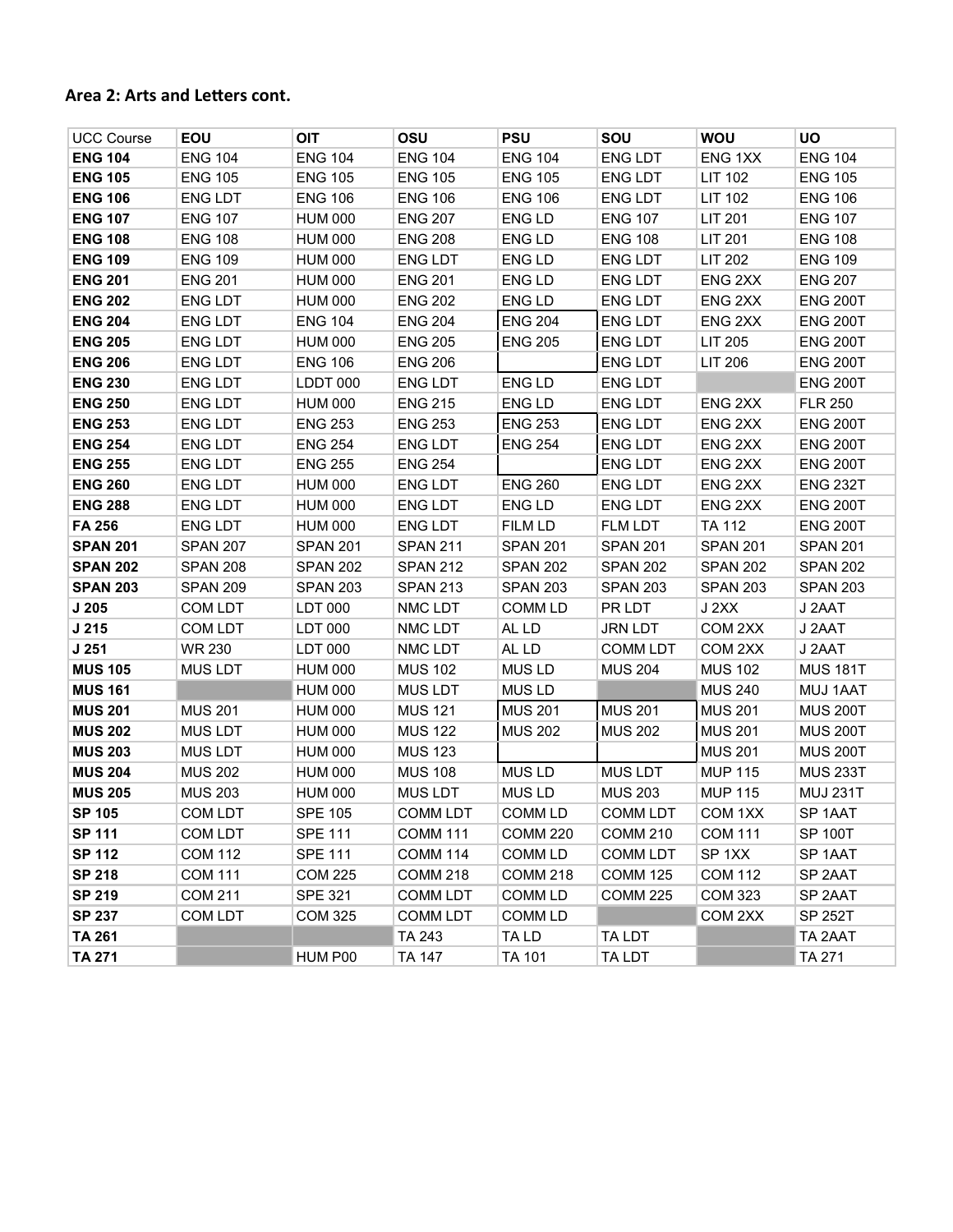## Area 2: Arts and Letters cont.

| UCC Course | EOU | OIT | OSU | PSU | SOU | WOU | UO |
|---|---|---|---|---|---|---|---|
| **ENG 104** | ENG 104 | ENG 104 | ENG 104 | ENG 104 | ENG LDT | ENG 1XX | ENG 104 |
| **ENG 105** | ENG 105 | ENG 105 | ENG 105 | ENG 105 | ENG LDT | LIT 102 | ENG 105 |
| **ENG 106** | ENG LDT | ENG 106 | ENG 106 | ENG 106 | ENG LDT | LIT 102 | ENG 106 |
| **ENG 107** | ENG 107 | HUM 000 | ENG 207 | ENG LD | ENG 107 | LIT 201 | ENG 107 |
| **ENG 108** | ENG 108 | HUM 000 | ENG 208 | ENG LD | ENG 108 | LIT 201 | ENG 108 |
| **ENG 109** | ENG 109 | HUM 000 | ENG LDT | ENG LD | ENG LDT | LIT 202 | ENG 109 |
| **ENG 201** | ENG 201 | HUM 000 | ENG 201 | ENG LD | ENG LDT | ENG 2XX | ENG 207 |
| **ENG 202** | ENG LDT | HUM 000 | ENG 202 | ENG LD | ENG LDT | ENG 2XX | ENG 200T |
| **ENG 204** | ENG LDT | ENG 104 | ENG 204 | ENG 204 | ENG LDT | ENG 2XX | ENG 200T |
| **ENG 205** | ENG LDT | HUM 000 | ENG 205 | ENG 205 | ENG LDT | LIT 205 | ENG 200T |
| **ENG 206** | ENG LDT | ENG 106 | ENG 206 | | ENG LDT | LIT 206 | ENG 200T |
| **ENG 230** | ENG LDT | LDDT 000 | ENG LDT | ENG LD | ENG LDT | | ENG 200T |
| **ENG 250** | ENG LDT | HUM 000 | ENG 215 | ENG LD | ENG LDT | ENG 2XX | FLR 250 |
| **ENG 253** | ENG LDT | ENG 253 | ENG 253 | ENG 253 | ENG LDT | ENG 2XX | ENG 200T |
| **ENG 254** | ENG LDT | ENG 254 | ENG LDT | ENG 254 | ENG LDT | ENG 2XX | ENG 200T |
| **ENG 255** | ENG LDT | ENG 255 | ENG 254 | | ENG LDT | ENG 2XX | ENG 200T |
| **ENG 260** | ENG LDT | HUM 000 | ENG LDT | ENG 260 | ENG LDT | ENG 2XX | ENG 232T |
| **ENG 288** | ENG LDT | HUM 000 | ENG LDT | ENG LD | ENG LDT | ENG 2XX | ENG 200T |
| **FA 256** | ENG LDT | HUM 000 | ENG LDT | FILM LD | FLM LDT | TA 112 | ENG 200T |
| **SPAN 201** | SPAN 207 | SPAN 201 | SPAN 211 | SPAN 201 | SPAN 201 | SPAN 201 | SPAN 201 |
| **SPAN 202** | SPAN 208 | SPAN 202 | SPAN 212 | SPAN 202 | SPAN 202 | SPAN 202 | SPAN 202 |
| **SPAN 203** | SPAN 209 | SPAN 203 | SPAN 213 | SPAN 203 | SPAN 203 | SPAN 203 | SPAN 203 |
| **J 205** | COM LDT | LDT 000 | NMC LDT | COMM LD | PR LDT | J 2XX | J 2AAT |
| **J 215** | COM LDT | LDT 000 | NMC LDT | AL LD | JRN LDT | COM 2XX | J 2AAT |
| **J 251** | WR 230 | LDT 000 | NMC LDT | AL LD | COMM LDT | COM 2XX | J 2AAT |
| **MUS 105** | MUS LDT | HUM 000 | MUS 102 | MUS LD | MUS 204 | MUS 102 | MUS 181T |
| **MUS 161** | | HUM 000 | MUS LDT | MUS LD | | MUS 240 | MUJ 1AAT |
| **MUS 201** | MUS 201 | HUM 000 | MUS 121 | MUS 201 | MUS 201 | MUS 201 | MUS 200T |
| **MUS 202** | MUS LDT | HUM 000 | MUS 122 | MUS 202 | MUS 202 | MUS 201 | MUS 200T |
| **MUS 203** | MUS LDT | HUM 000 | MUS 123 | | | MUS 201 | MUS 200T |
| **MUS 204** | MUS 202 | HUM 000 | MUS 108 | MUS LD | MUS LDT | MUP 115 | MUS 233T |
| **MUS 205** | MUS 203 | HUM 000 | MUS LDT | MUS LD | MUS 203 | MUP 115 | MUJ 231T |
| **SP 105** | COM LDT | SPE 105 | COMM LDT | COMM LD | COMM LDT | COM 1XX | SP 1AAT |
| **SP 111** | COM LDT | SPE 111 | COMM 111 | COMM 220 | COMM 210 | COM 111 | SP 100T |
| **SP 112** | COM 112 | SPE 111 | COMM 114 | COMM LD | COMM LDT | SP 1XX | SP 1AAT |
| **SP 218** | COM 111 | COM 225 | COMM 218 | COMM 218 | COMM 125 | COM 112 | SP 2AAT |
| **SP 219** | COM 211 | SPE 321 | COMM LDT | COMM LD | COMM 225 | COM 323 | SP 2AAT |
| **SP 237** | COM LDT | COM 325 | COMM LDT | COMM LD | | COM 2XX | SP 252T |
| **TA 261** | | | TA 243 | TA LD | TA LDT | | TA 2AAT |
| **TA 271** | | HUM P00 | TA 147 | TA 101 | TA LDT | | TA 271 |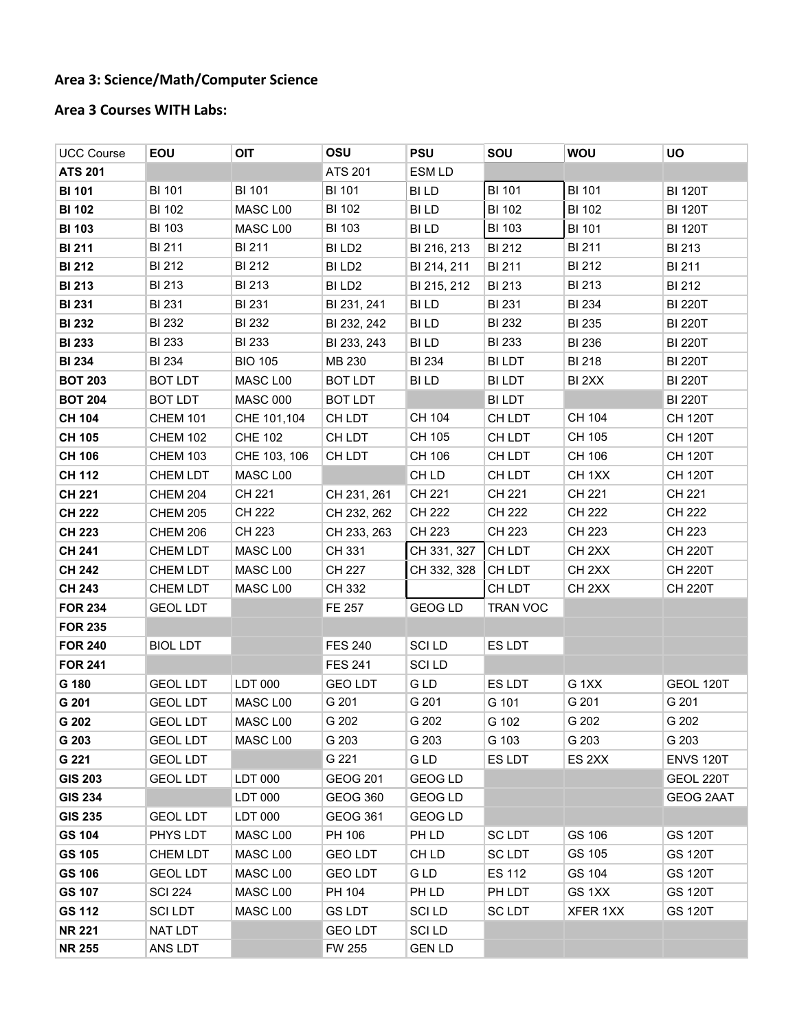## Area 3: Science/Math/Computer Science

### Area 3 Courses WITH Labs:

| UCC Course | EOU | OIT | OSU | PSU | SOU | WOU | UO |
|---|---|---|---|---|---|---|---|
| **ATS 201** | | | ATS 201 | ESM LD | | | |
| **BI 101** | BI 101 | BI 101 | BI 101 | BI LD | BI 101 | BI 101 | BI 120T |
| **BI 102** | BI 102 | MASC L00 | BI 102 | BI LD | BI 102 | BI 102 | BI 120T |
| **BI 103** | BI 103 | MASC L00 | BI 103 | BI LD | BI 103 | BI 101 | BI 120T |
| **BI 211** | BI 211 | BI 211 | BI LD2 | BI 216, 213 | BI 212 | BI 211 | BI 213 |
| **BI 212** | BI 212 | BI 212 | BI LD2 | BI 214, 211 | BI 211 | BI 212 | BI 211 |
| **BI 213** | BI 213 | BI 213 | BI LD2 | BI 215, 212 | BI 213 | BI 213 | BI 212 |
| **BI 231** | BI 231 | BI 231 | BI 231, 241 | BI LD | BI 231 | BI 234 | BI 220T |
| **BI 232** | BI 232 | BI 232 | BI 232, 242 | BI LD | BI 232 | BI 235 | BI 220T |
| **BI 233** | BI 233 | BI 233 | BI 233, 243 | BI LD | BI 233 | BI 236 | BI 220T |
| **BI 234** | BI 234 | BIO 105 | MB 230 | BI 234 | BI LDT | BI 218 | BI 220T |
| **BOT 203** | BOT LDT | MASC L00 | BOT LDT | BI LD | BI LDT | BI 2XX | BI 220T |
| **BOT 204** | BOT LDT | MASC 000 | BOT LDT | | BI LDT | | BI 220T |
| **CH 104** | CHEM 101 | CHE 101,104 | CH LDT | CH 104 | CH LDT | CH 104 | CH 120T |
| **CH 105** | CHEM 102 | CHE 102 | CH LDT | CH 105 | CH LDT | CH 105 | CH 120T |
| **CH 106** | CHEM 103 | CHE 103, 106 | CH LDT | CH 106 | CH LDT | CH 106 | CH 120T |
| **CH 112** | CHEM LDT | MASC L00 | | CH LD | CH LDT | CH 1XX | CH 120T |
| **CH 221** | CHEM 204 | CH 221 | CH 231, 261 | CH 221 | CH 221 | CH 221 | CH 221 |
| **CH 222** | CHEM 205 | CH 222 | CH 232, 262 | CH 222 | CH 222 | CH 222 | CH 222 |
| **CH 223** | CHEM 206 | CH 223 | CH 233, 263 | CH 223 | CH 223 | CH 223 | CH 223 |
| **CH 241** | CHEM LDT | MASC L00 | CH 331 | CH 331, 327 | CH LDT | CH 2XX | CH 220T |
| **CH 242** | CHEM LDT | MASC L00 | CH 227 | CH 332, 328 | CH LDT | CH 2XX | CH 220T |
| **CH 243** | CHEM LDT | MASC L00 | CH 332 | | CH LDT | CH 2XX | CH 220T |
| **FOR 234** | GEOL LDT | | FE 257 | GEOG LD | TRAN VOC | | |
| **FOR 235** | | | | | | | |
| **FOR 240** | BIOL LDT | | FES 240 | SCI LD | ES LDT | | |
| **FOR 241** | | | FES 241 | SCI LD | | | |
| **G 180** | GEOL LDT | LDT 000 | GEO LDT | G LD | ES LDT | G 1XX | GEOL 120T |
| **G 201** | GEOL LDT | MASC L00 | G 201 | G 201 | G 101 | G 201 | G 201 |
| **G 202** | GEOL LDT | MASC L00 | G 202 | G 202 | G 102 | G 202 | G 202 |
| **G 203** | GEOL LDT | MASC L00 | G 203 | G 203 | G 103 | G 203 | G 203 |
| **G 221** | GEOL LDT | | G 221 | G LD | ES LDT | ES 2XX | ENVS 120T |
| **GIS 203** | GEOL LDT | LDT 000 | GEOG 201 | GEOG LD | | | GEOL 220T |
| **GIS 234** | | LDT 000 | GEOG 360 | GEOG LD | | | GEOG 2AAT |
| **GIS 235** | GEOL LDT | LDT 000 | GEOG 361 | GEOG LD | | | |
| **GS 104** | PHYS LDT | MASC L00 | PH 106 | PH LD | SC LDT | GS 106 | GS 120T |
| **GS 105** | CHEM LDT | MASC L00 | GEO LDT | CH LD | SC LDT | GS 105 | GS 120T |
| **GS 106** | GEOL LDT | MASC L00 | GEO LDT | G LD | ES 112 | GS 104 | GS 120T |
| **GS 107** | SCI 224 | MASC L00 | PH 104 | PH LD | PH LDT | GS 1XX | GS 120T |
| **GS 112** | SCI LDT | MASC L00 | GS LDT | SCI LD | SC LDT | XFER 1XX | GS 120T |
| **NR 221** | NAT LDT | | GEO LDT | SCI LD | | | |
| **NR 255** | ANS LDT | | FW 255 | GEN LD | | | |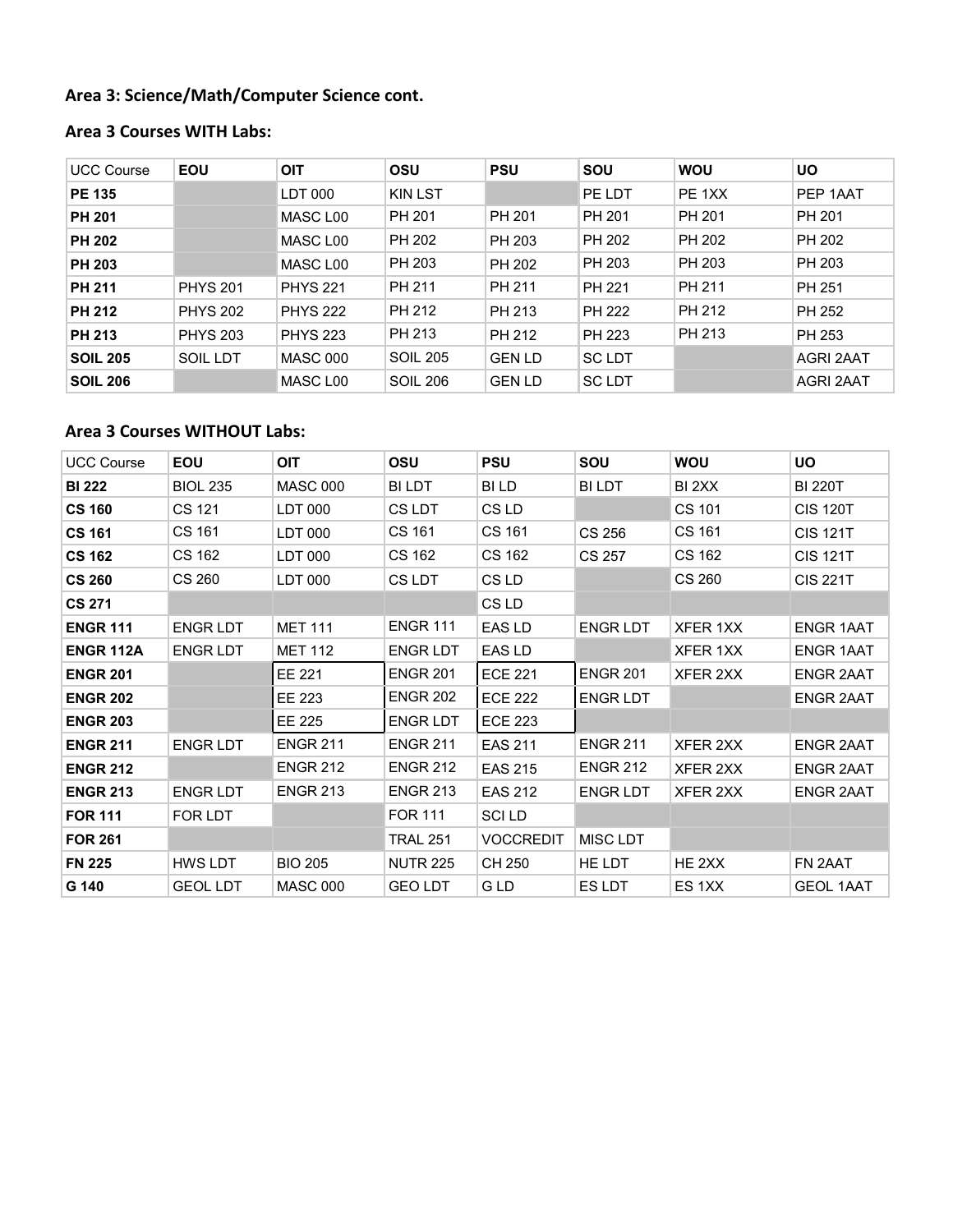## Area 3: Science/Math/Computer Science cont.

### Area 3 Courses WITH Labs:

| UCC Course | EOU | OIT | OSU | PSU | SOU | WOU | UO |
|---|---|---|---|---|---|---|---|
| **PE 135** | | LDT 000 | KIN LST | | PE LDT | PE 1XX | PEP 1AAT |
| **PH 201** | | MASC L00 | PH 201 | PH 201 | PH 201 | PH 201 | PH 201 |
| **PH 202** | | MASC L00 | PH 202 | PH 203 | PH 202 | PH 202 | PH 202 |
| **PH 203** | | MASC L00 | PH 203 | PH 202 | PH 203 | PH 203 | PH 203 |
| **PH 211** | PHYS 201 | PHYS 221 | PH 211 | PH 211 | PH 221 | PH 211 | PH 251 |
| **PH 212** | PHYS 202 | PHYS 222 | PH 212 | PH 213 | PH 222 | PH 212 | PH 252 |
| **PH 213** | PHYS 203 | PHYS 223 | PH 213 | PH 212 | PH 223 | PH 213 | PH 253 |
| **SOIL 205** | SOIL LDT | MASC 000 | SOIL 205 | GEN LD | SC LDT | | AGRI 2AAT |
| **SOIL 206** | | MASC L00 | SOIL 206 | GEN LD | SC LDT | | AGRI 2AAT |

### Area 3 Courses WITHOUT Labs:

| UCC Course | EOU | OIT | OSU | PSU | SOU | WOU | UO |
|---|---|---|---|---|---|---|---|
| **BI 222** | BIOL 235 | MASC 000 | BI LDT | BI LD | BI LDT | BI 2XX | BI 220T |
| **CS 160** | CS 121 | LDT 000 | CS LDT | CS LD | | CS 101 | CIS 120T |
| **CS 161** | CS 161 | LDT 000 | CS 161 | CS 161 | CS 256 | CS 161 | CIS 121T |
| **CS 162** | CS 162 | LDT 000 | CS 162 | CS 162 | CS 257 | CS 162 | CIS 121T |
| **CS 260** | CS 260 | LDT 000 | CS LDT | CS LD | | CS 260 | CIS 221T |
| **CS 271** | | | | CS LD | | | |
| **ENGR 111** | ENGR LDT | MET 111 | ENGR 111 | EAS LD | ENGR LDT | XFER 1XX | ENGR 1AAT |
| **ENGR 112A** | ENGR LDT | MET 112 | ENGR LDT | EAS LD | | XFER 1XX | ENGR 1AAT |
| **ENGR 201** | | EE 221 | ENGR 201 | ECE 221 | ENGR 201 | XFER 2XX | ENGR 2AAT |
| **ENGR 202** | | EE 223 | ENGR 202 | ECE 222 | ENGR LDT | | ENGR 2AAT |
| **ENGR 203** | | EE 225 | ENGR LDT | ECE 223 | | | |
| **ENGR 211** | ENGR LDT | ENGR 211 | ENGR 211 | EAS 211 | ENGR 211 | XFER 2XX | ENGR 2AAT |
| **ENGR 212** | | ENGR 212 | ENGR 212 | EAS 215 | ENGR 212 | XFER 2XX | ENGR 2AAT |
| **ENGR 213** | ENGR LDT | ENGR 213 | ENGR 213 | EAS 212 | ENGR LDT | XFER 2XX | ENGR 2AAT |
| **FOR 111** | FOR LDT | | FOR 111 | SCI LD | | | |
| **FOR 261** | | | TRAL 251 | VOCCREDIT | MISC LDT | | |
| **FN 225** | HWS LDT | BIO 205 | NUTR 225 | CH 250 | HE LDT | HE 2XX | FN 2AAT |
| **G 140** | GEOL LDT | MASC 000 | GEO LDT | G LD | ES LDT | ES 1XX | GEOL 1AAT |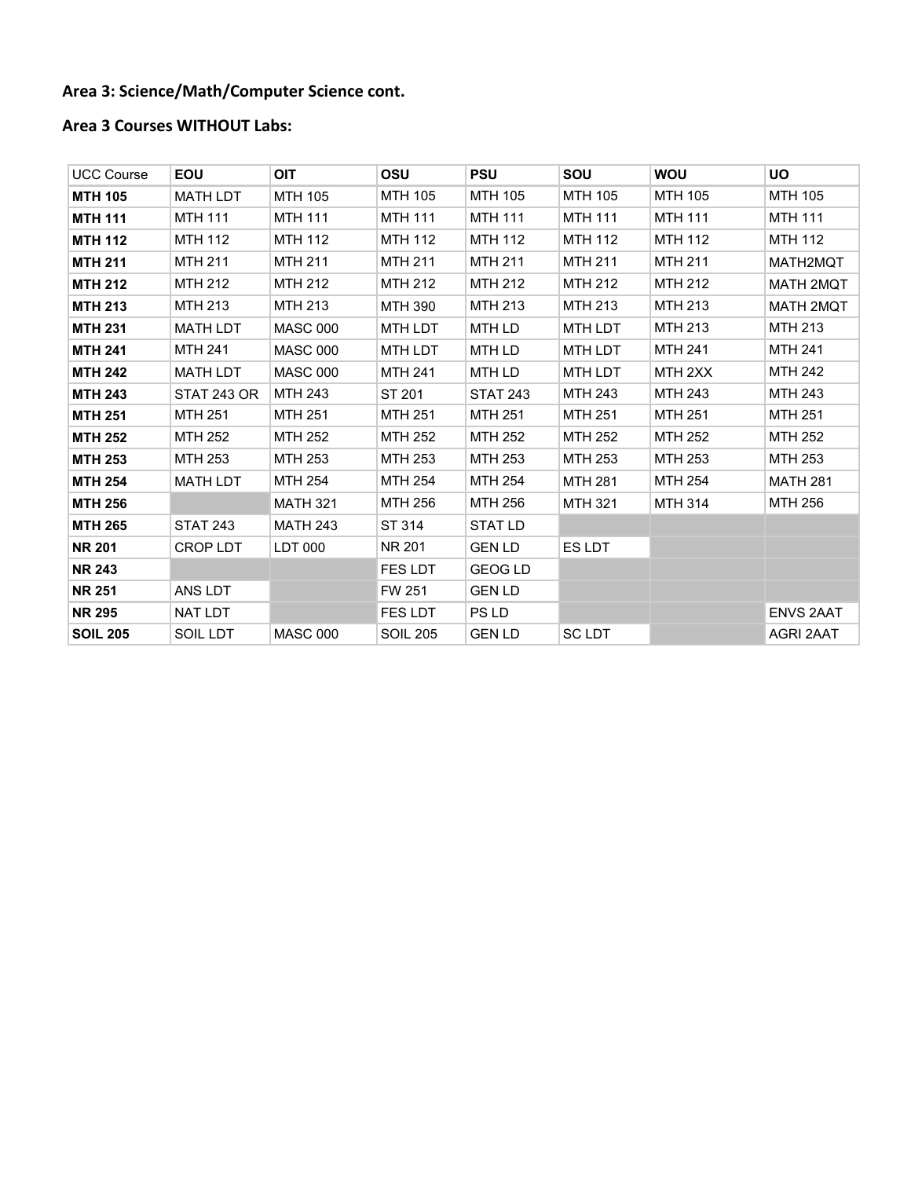**Area 3: Science/Math/Computer Science cont.**

**Area 3 Courses WITHOUT Labs:**

| UCC Course | EOU | OIT | OSU | PSU | SOU | WOU | UO |
|---|---|---|---|---|---|---|---|
| **MTH 105** | MATH LDT | MTH 105 | MTH 105 | MTH 105 | MTH 105 | MTH 105 | MTH 105 |
| **MTH 111** | MTH 111 | MTH 111 | MTH 111 | MTH 111 | MTH 111 | MTH 111 | MTH 111 |
| **MTH 112** | MTH 112 | MTH 112 | MTH 112 | MTH 112 | MTH 112 | MTH 112 | MTH 112 |
| **MTH 211** | MTH 211 | MTH 211 | MTH 211 | MTH 211 | MTH 211 | MTH 211 | MATH2MQT |
| **MTH 212** | MTH 212 | MTH 212 | MTH 212 | MTH 212 | MTH 212 | MTH 212 | MATH 2MQT |
| **MTH 213** | MTH 213 | MTH 213 | MTH 390 | MTH 213 | MTH 213 | MTH 213 | MATH 2MQT |
| **MTH 231** | MATH LDT | MASC 000 | MTH LDT | MTH LD | MTH LDT | MTH 213 | MTH 213 |
| **MTH 241** | MTH 241 | MASC 000 | MTH LDT | MTH LD | MTH LDT | MTH 241 | MTH 241 |
| **MTH 242** | MATH LDT | MASC 000 | MTH 241 | MTH LD | MTH LDT | MTH 2XX | MTH 242 |
| **MTH 243** | STAT 243 OR | MTH 243 | ST 201 | STAT 243 | MTH 243 | MTH 243 | MTH 243 |
| **MTH 251** | MTH 251 | MTH 251 | MTH 251 | MTH 251 | MTH 251 | MTH 251 | MTH 251 |
| **MTH 252** | MTH 252 | MTH 252 | MTH 252 | MTH 252 | MTH 252 | MTH 252 | MTH 252 |
| **MTH 253** | MTH 253 | MTH 253 | MTH 253 | MTH 253 | MTH 253 | MTH 253 | MTH 253 |
| **MTH 254** | MATH LDT | MTH 254 | MTH 254 | MTH 254 | MTH 281 | MTH 254 | MATH 281 |
| **MTH 256** | | MATH 321 | MTH 256 | MTH 256 | MTH 321 | MTH 314 | MTH 256 |
| **MTH 265** | STAT 243 | MATH 243 | ST 314 | STAT LD | | | |
| **NR 201** | CROP LDT | LDT 000 | NR 201 | GEN LD | ES LDT | | |
| **NR 243** | | | FES LDT | GEOG LD | | | |
| **NR 251** | ANS LDT | | FW 251 | GEN LD | | | |
| **NR 295** | NAT LDT | | FES LDT | PS LD | | | ENVS 2AAT |
| **SOIL 205** | SOIL LDT | MASC 000 | SOIL 205 | GEN LD | SC LDT | | AGRI 2AAT |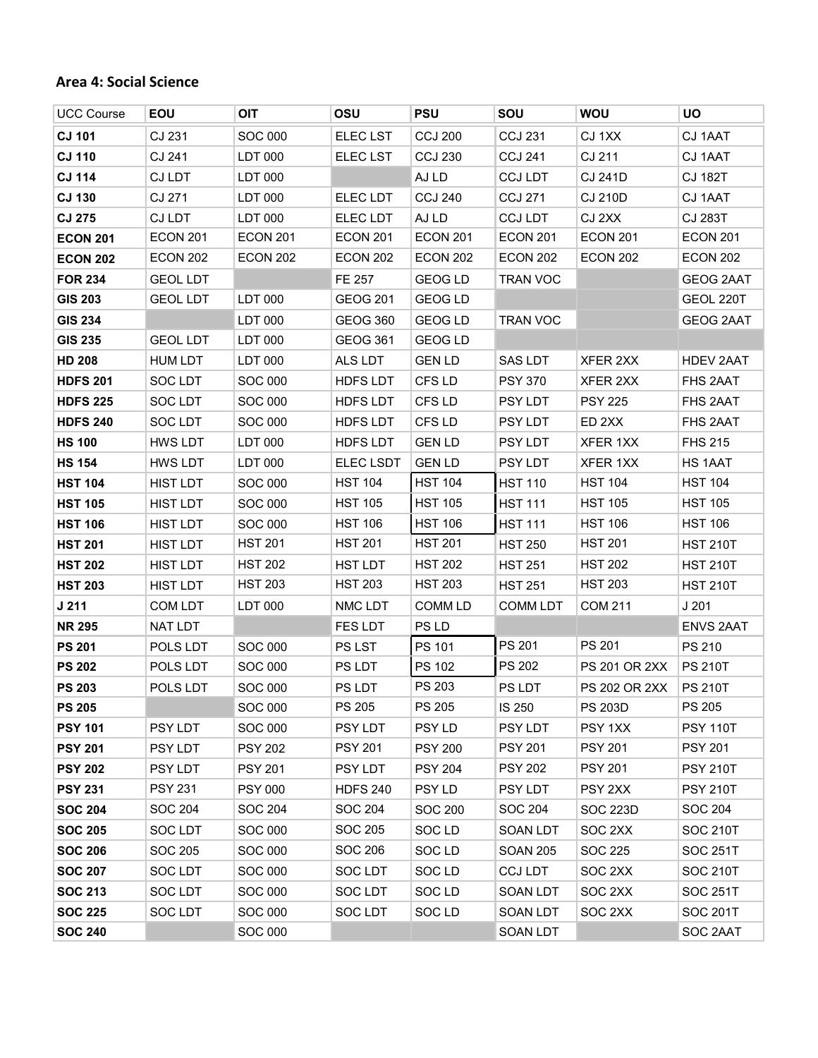### Area 4: Social Science

| UCC Course | EOU | OIT | OSU | PSU | SOU | WOU | UO |
|---|---|---|---|---|---|---|---|
| **CJ 101** | CJ 231 | SOC 000 | ELEC LST | CCJ 200 | CCJ 231 | CJ 1XX | CJ 1AAT |
| **CJ 110** | CJ 241 | LDT 000 | ELEC LST | CCJ 230 | CCJ 241 | CJ 211 | CJ 1AAT |
| **CJ 114** | CJ LDT | LDT 000 | | AJ LD | CCJ LDT | CJ 241D | CJ 182T |
| **CJ 130** | CJ 271 | LDT 000 | ELEC LDT | CCJ 240 | CCJ 271 | CJ 210D | CJ 1AAT |
| **CJ 275** | CJ LDT | LDT 000 | ELEC LDT | AJ LD | CCJ LDT | CJ 2XX | CJ 283T |
| **ECON 201** | ECON 201 | ECON 201 | ECON 201 | ECON 201 | ECON 201 | ECON 201 | ECON 201 |
| **ECON 202** | ECON 202 | ECON 202 | ECON 202 | ECON 202 | ECON 202 | ECON 202 | ECON 202 |
| **FOR 234** | GEOL LDT | | FE 257 | GEOG LD | TRAN VOC | | GEOG 2AAT |
| **GIS 203** | GEOL LDT | LDT 000 | GEOG 201 | GEOG LD | | | GEOL 220T |
| **GIS 234** | | LDT 000 | GEOG 360 | GEOG LD | TRAN VOC | | GEOG 2AAT |
| **GIS 235** | GEOL LDT | LDT 000 | GEOG 361 | GEOG LD | | | |
| **HD 208** | HUM LDT | LDT 000 | ALS LDT | GEN LD | SAS LDT | XFER 2XX | HDEV 2AAT |
| **HDFS 201** | SOC LDT | SOC 000 | HDFS LDT | CFS LD | PSY 370 | XFER 2XX | FHS 2AAT |
| **HDFS 225** | SOC LDT | SOC 000 | HDFS LDT | CFS LD | PSY LDT | PSY 225 | FHS 2AAT |
| **HDFS 240** | SOC LDT | SOC 000 | HDFS LDT | CFS LD | PSY LDT | ED 2XX | FHS 2AAT |
| **HS 100** | HWS LDT | LDT 000 | HDFS LDT | GEN LD | PSY LDT | XFER 1XX | FHS 215 |
| **HS 154** | HWS LDT | LDT 000 | ELEC LSDT | GEN LD | PSY LDT | XFER 1XX | HS 1AAT |
| **HST 104** | HIST LDT | SOC 000 | HST 104 | HST 104 | HST 110 | HST 104 | HST 104 |
| **HST 105** | HIST LDT | SOC 000 | HST 105 | HST 105 | HST 111 | HST 105 | HST 105 |
| **HST 106** | HIST LDT | SOC 000 | HST 106 | HST 106 | HST 111 | HST 106 | HST 106 |
| **HST 201** | HIST LDT | HST 201 | HST 201 | HST 201 | HST 250 | HST 201 | HST 210T |
| **HST 202** | HIST LDT | HST 202 | HST LDT | HST 202 | HST 251 | HST 202 | HST 210T |
| **HST 203** | HIST LDT | HST 203 | HST 203 | HST 203 | HST 251 | HST 203 | HST 210T |
| **J 211** | COM LDT | LDT 000 | NMC LDT | COMM LD | COMM LDT | COM 211 | J 201 |
| **NR 295** | NAT LDT | | FES LDT | PS LD | | | ENVS 2AAT |
| **PS 201** | POLS LDT | SOC 000 | PS LST | PS 101 | PS 201 | PS 201 | PS 210 |
| **PS 202** | POLS LDT | SOC 000 | PS LDT | PS 102 | PS 202 | PS 201 OR 2XX | PS 210T |
| **PS 203** | POLS LDT | SOC 000 | PS LDT | PS 203 | PS LDT | PS 202 OR 2XX | PS 210T |
| **PS 205** | | SOC 000 | PS 205 | PS 205 | IS 250 | PS 203D | PS 205 |
| **PSY 101** | PSY LDT | SOC 000 | PSY LDT | PSY LD | PSY LDT | PSY 1XX | PSY 110T |
| **PSY 201** | PSY LDT | PSY 202 | PSY 201 | PSY 200 | PSY 201 | PSY 201 | PSY 201 |
| **PSY 202** | PSY LDT | PSY 201 | PSY LDT | PSY 204 | PSY 202 | PSY 201 | PSY 210T |
| **PSY 231** | PSY 231 | PSY 000 | HDFS 240 | PSY LD | PSY LDT | PSY 2XX | PSY 210T |
| **SOC 204** | SOC 204 | SOC 204 | SOC 204 | SOC 200 | SOC 204 | SOC 223D | SOC 204 |
| **SOC 205** | SOC LDT | SOC 000 | SOC 205 | SOC LD | SOAN LDT | SOC 2XX | SOC 210T |
| **SOC 206** | SOC 205 | SOC 000 | SOC 206 | SOC LD | SOAN 205 | SOC 225 | SOC 251T |
| **SOC 207** | SOC LDT | SOC 000 | SOC LDT | SOC LD | CCJ LDT | SOC 2XX | SOC 210T |
| **SOC 213** | SOC LDT | SOC 000 | SOC LDT | SOC LD | SOAN LDT | SOC 2XX | SOC 251T |
| **SOC 225** | SOC LDT | SOC 000 | SOC LDT | SOC LD | SOAN LDT | SOC 2XX | SOC 201T |
| **SOC 240** | | SOC 000 | | | SOAN LDT | | SOC 2AAT |